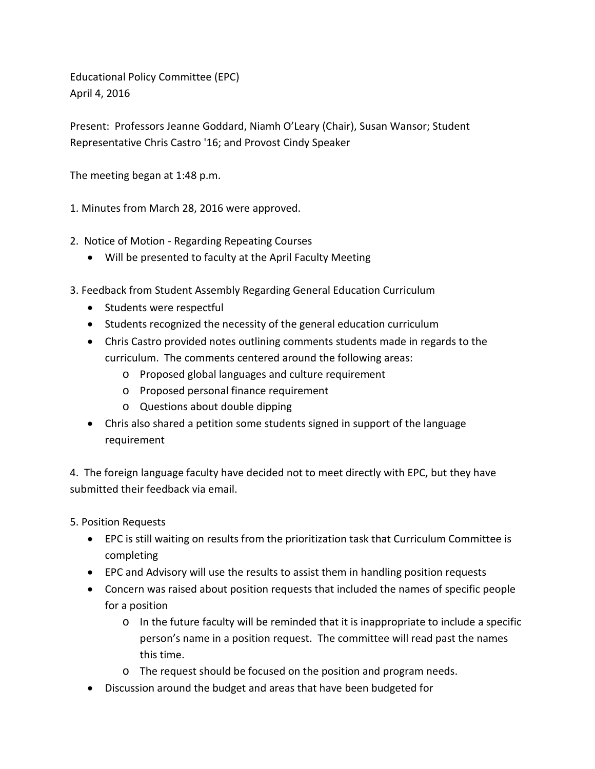Educational Policy Committee (EPC)
April 4, 2016

Present: Professors Jeanne Goddard, Niamh O'Leary (Chair), Susan Wansor; Student Representative Chris Castro '16; and Provost Cindy Speaker

The meeting began at 1:48 p.m.

1. Minutes from March 28, 2016 were approved.

2. Notice of Motion - Regarding Repeating Courses
   - Will be presented to faculty at the April Faculty Meeting

3. Feedback from Student Assembly Regarding General Education Curriculum
   - Students were respectful
   - Students recognized the necessity of the general education curriculum
   - Chris Castro provided notes outlining comments students made in regards to the curriculum. The comments centered around the following areas:
     - Proposed global languages and culture requirement
     - Proposed personal finance requirement
     - Questions about double dipping
   - Chris also shared a petition some students signed in support of the language requirement

4. The foreign language faculty have decided not to meet directly with EPC, but they have submitted their feedback via email.

5. Position Requests
   - EPC is still waiting on results from the prioritization task that Curriculum Committee is completing
   - EPC and Advisory will use the results to assist them in handling position requests
   - Concern was raised about position requests that included the names of specific people for a position
     - In the future faculty will be reminded that it is inappropriate to include a specific person's name in a position request. The committee will read past the names this time.
     - The request should be focused on the position and program needs.
   - Discussion around the budget and areas that have been budgeted for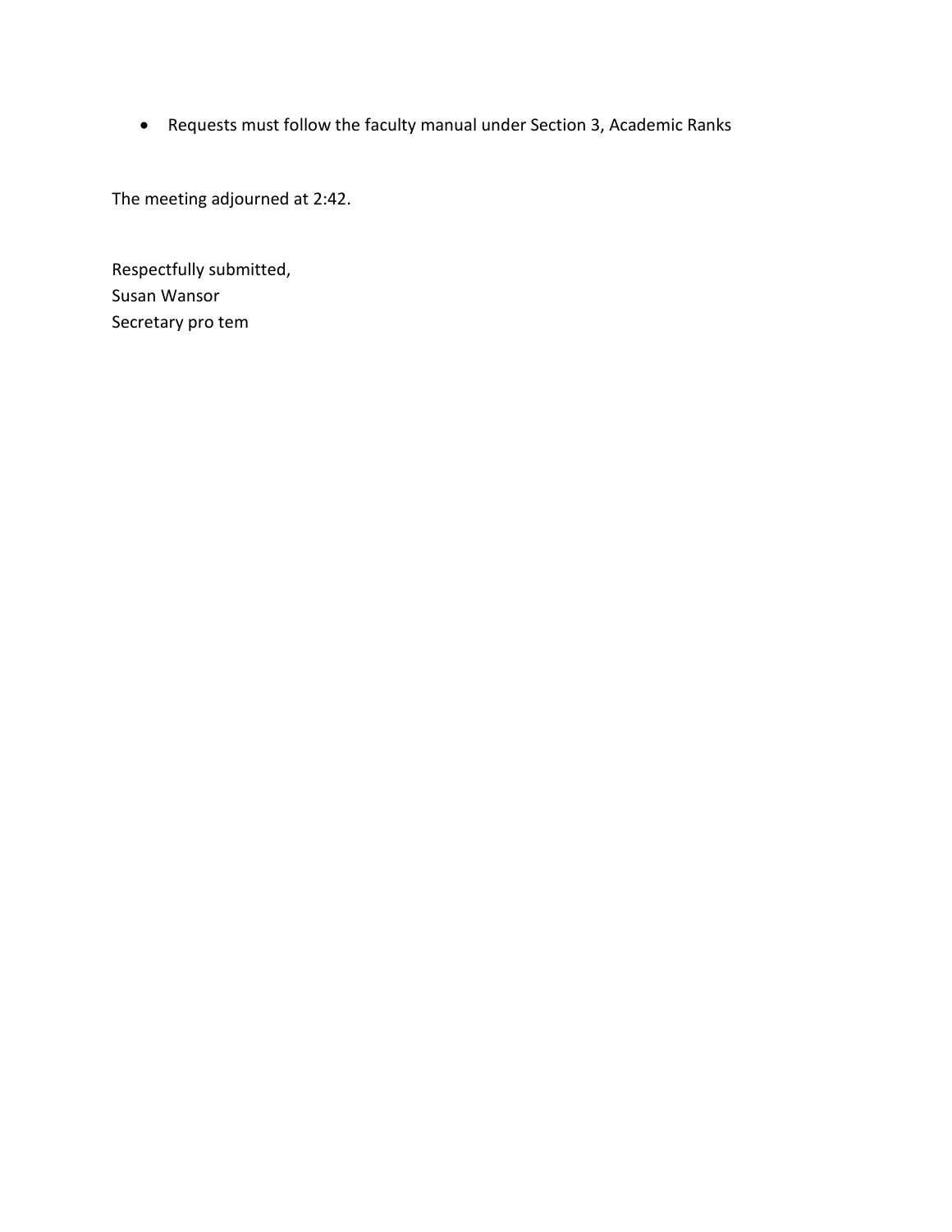- Requests must follow the faculty manual under Section 3, Academic Ranks

The meeting adjourned at 2:42.

Respectfully submitted,  
Susan Wansor  
Secretary pro tem